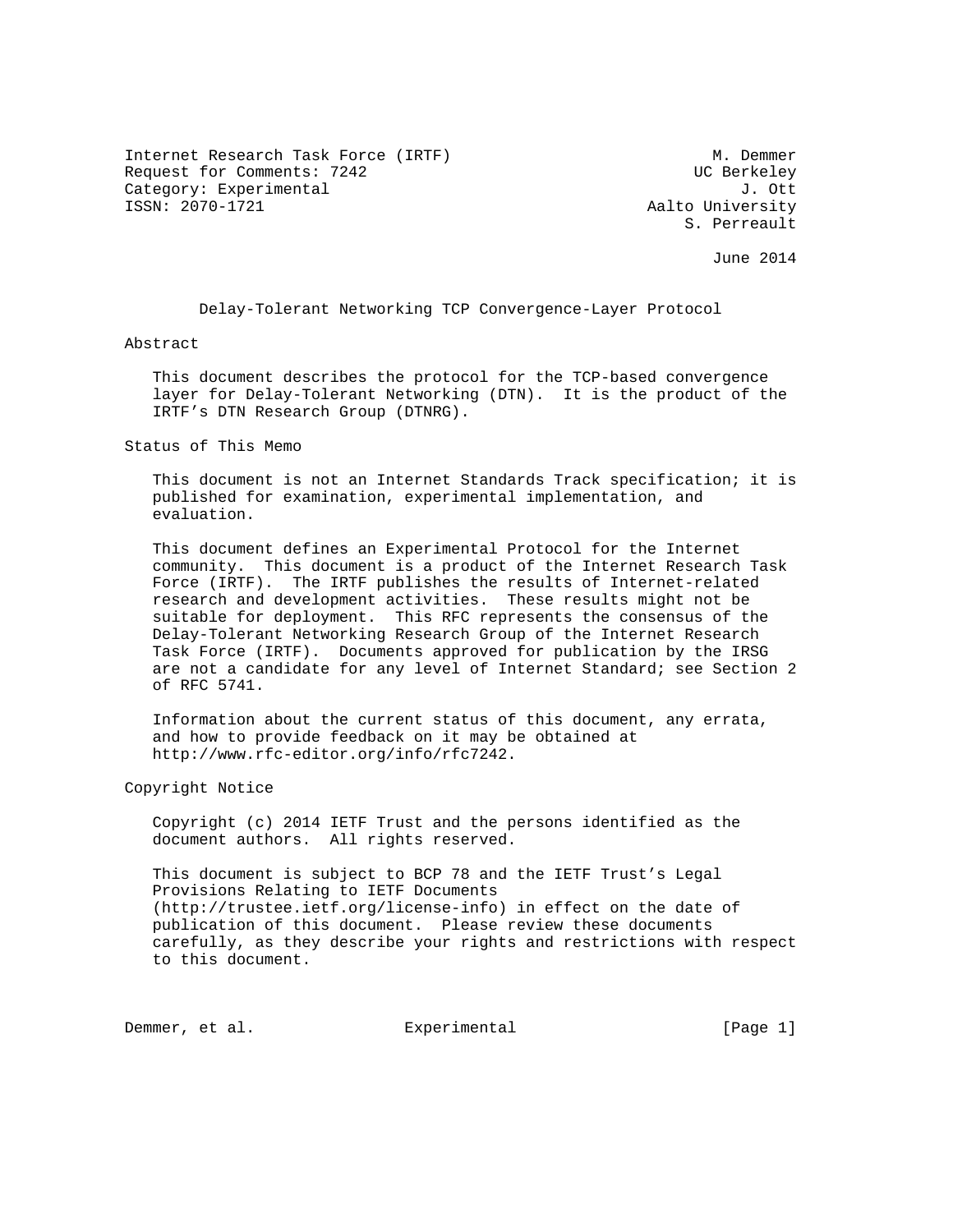Internet Research Task Force (IRTF) M. Demmer
Request for Comments: 7242 UC Berkeley
Category: Experimental J. Ott
ISSN: 2070-1721 Aalto University
S. Perreault

June 2014

# Delay-Tolerant Networking TCP Convergence-Layer Protocol

## Abstract

This document describes the protocol for the TCP-based convergence layer for Delay-Tolerant Networking (DTN). It is the product of the IRTF's DTN Research Group (DTNRG).

## Status of This Memo

This document is not an Internet Standards Track specification; it is published for examination, experimental implementation, and evaluation.

This document defines an Experimental Protocol for the Internet community. This document is a product of the Internet Research Task Force (IRTF). The IRTF publishes the results of Internet-related research and development activities. These results might not be suitable for deployment. This RFC represents the consensus of the Delay-Tolerant Networking Research Group of the Internet Research Task Force (IRTF). Documents approved for publication by the IRSG are not a candidate for any level of Internet Standard; see Section 2 of RFC 5741.

Information about the current status of this document, any errata, and how to provide feedback on it may be obtained at http://www.rfc-editor.org/info/rfc7242.

## Copyright Notice

Copyright (c) 2014 IETF Trust and the persons identified as the document authors. All rights reserved.

This document is subject to BCP 78 and the IETF Trust's Legal Provisions Relating to IETF Documents (http://trustee.ietf.org/license-info) in effect on the date of publication of this document. Please review these documents carefully, as they describe your rights and restrictions with respect to this document.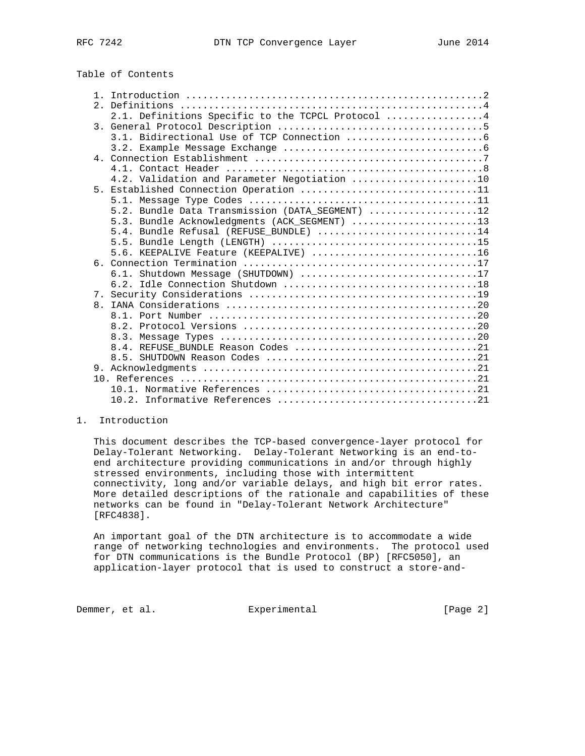## Table of Contents

```
   1. Introduction ....................................................2
   2. Definitions .....................................................4
      2.1. Definitions Specific to the TCPCL Protocol .................4
   3. General Protocol Description ....................................5
      3.1. Bidirectional Use of TCP Connection ........................6
      3.2. Example Message Exchange ...................................6
   4. Connection Establishment ........................................7
      4.1. Contact Header .............................................8
      4.2. Validation and Parameter Negotiation ......................10
   5. Established Connection Operation ...............................11
      5.1. Message Type Codes ........................................11
      5.2. Bundle Data Transmission (DATA_SEGMENT) ...................12
      5.3. Bundle Acknowledgments (ACK_SEGMENT) ......................13
      5.4. Bundle Refusal (REFUSE_BUNDLE) ............................14
      5.5. Bundle Length (LENGTH) ....................................15
      5.6. KEEPALIVE Feature (KEEPALIVE) .............................16
   6. Connection Termination .........................................17
      6.1. Shutdown Message (SHUTDOWN) ...............................17
      6.2. Idle Connection Shutdown ..................................18
   7. Security Considerations ........................................19
   8. IANA Considerations ............................................20
      8.1. Port Number ...............................................20
      8.2. Protocol Versions .........................................20
      8.3. Message Types .............................................20
      8.4. REFUSE_BUNDLE Reason Codes ................................21
      8.5. SHUTDOWN Reason Codes .....................................21
   9. Acknowledgments ................................................21
   10. References ....................................................21
      10.1. Normative References .....................................21
      10.2. Informative References ...................................21
```

## 1. Introduction

This document describes the TCP-based convergence-layer protocol for Delay-Tolerant Networking. Delay-Tolerant Networking is an end-to-end architecture providing communications in and/or through highly stressed environments, including those with intermittent connectivity, long and/or variable delays, and high bit error rates. More detailed descriptions of the rationale and capabilities of these networks can be found in "Delay-Tolerant Network Architecture" [RFC4838].

An important goal of the DTN architecture is to accommodate a wide range of networking technologies and environments. The protocol used for DTN communications is the Bundle Protocol (BP) [RFC5050], an application-layer protocol that is used to construct a store-and-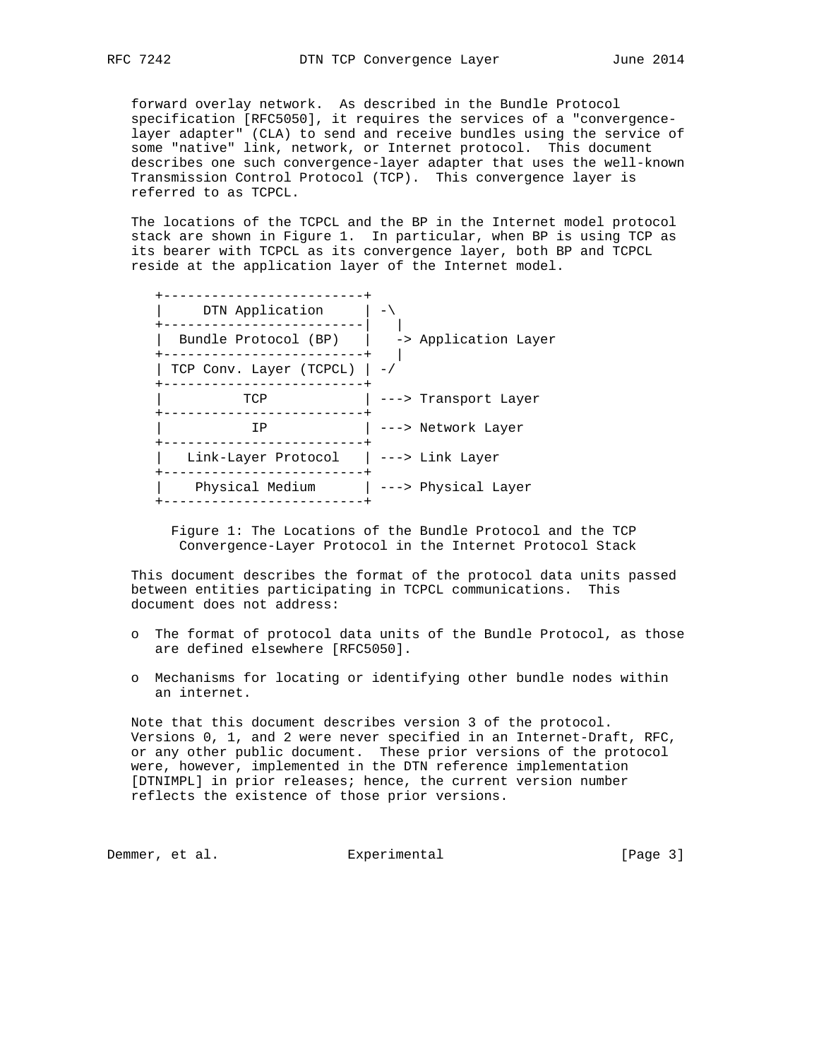forward overlay network. As described in the Bundle Protocol specification [RFC5050], it requires the services of a "convergence-layer adapter" (CLA) to send and receive bundles using the service of some "native" link, network, or Internet protocol. This document describes one such convergence-layer adapter that uses the well-known Transmission Control Protocol (TCP). This convergence layer is referred to as TCPCL.

The locations of the TCPCL and the BP in the Internet model protocol stack are shown in Figure 1. In particular, when BP is using TCP as its bearer with TCPCL as its convergence layer, both BP and TCPCL reside at the application layer of the Internet model.

```
+-------------------------+
|     DTN Application     | -\
+-------------------------|   |
|  Bundle Protocol (BP)   |   -> Application Layer
+-------------------------+   |
| TCP Conv. Layer (TCPCL) | -/
+-------------------------+
|          TCP            | ---> Transport Layer
+-------------------------+
|           IP            | ---> Network Layer
+-------------------------+
|   Link-Layer Protocol   | ---> Link Layer
+-------------------------+
|    Physical Medium      | ---> Physical Layer
+-------------------------+
```

Figure 1: The Locations of the Bundle Protocol and the TCP Convergence-Layer Protocol in the Internet Protocol Stack

This document describes the format of the protocol data units passed between entities participating in TCPCL communications. This document does not address:

- The format of protocol data units of the Bundle Protocol, as those are defined elsewhere [RFC5050].
- Mechanisms for locating or identifying other bundle nodes within an internet.

Note that this document describes version 3 of the protocol. Versions 0, 1, and 2 were never specified in an Internet-Draft, RFC, or any other public document. These prior versions of the protocol were, however, implemented in the DTN reference implementation [DTNIMPL] in prior releases; hence, the current version number reflects the existence of those prior versions.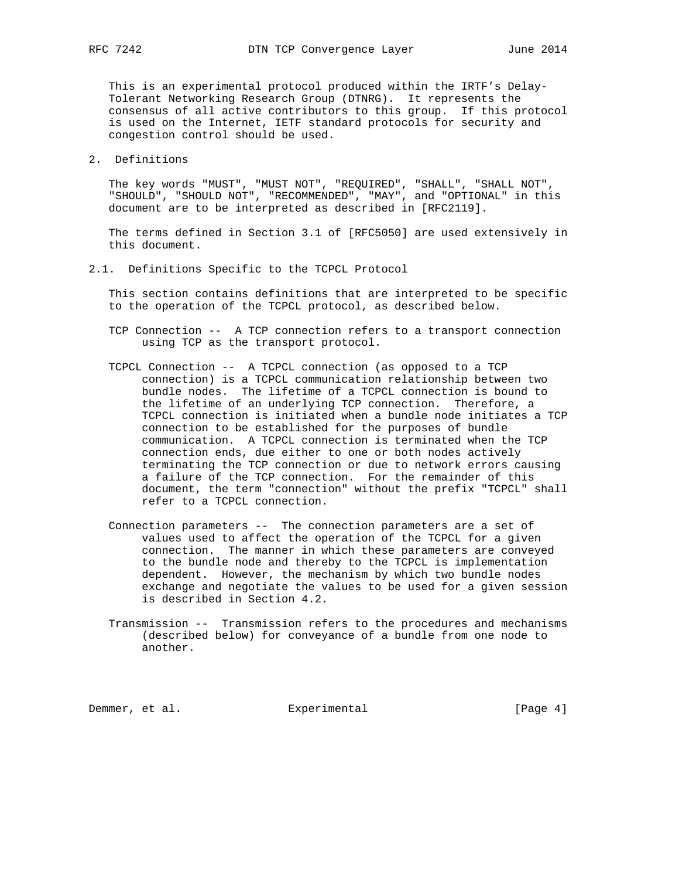This is an experimental protocol produced within the IRTF's Delay-Tolerant Networking Research Group (DTNRG). It represents the consensus of all active contributors to this group. If this protocol is used on the Internet, IETF standard protocols for security and congestion control should be used.

## 2. Definitions

The key words "MUST", "MUST NOT", "REQUIRED", "SHALL", "SHALL NOT", "SHOULD", "SHOULD NOT", "RECOMMENDED", "MAY", and "OPTIONAL" in this document are to be interpreted as described in [RFC2119].

The terms defined in Section 3.1 of [RFC5050] are used extensively in this document.

### 2.1. Definitions Specific to the TCPCL Protocol

This section contains definitions that are interpreted to be specific to the operation of the TCPCL protocol, as described below.

TCP Connection -- A TCP connection refers to a transport connection using TCP as the transport protocol.

TCPCL Connection -- A TCPCL connection (as opposed to a TCP connection) is a TCPCL communication relationship between two bundle nodes. The lifetime of a TCPCL connection is bound to the lifetime of an underlying TCP connection. Therefore, a TCPCL connection is initiated when a bundle node initiates a TCP connection to be established for the purposes of bundle communication. A TCPCL connection is terminated when the TCP connection ends, due either to one or both nodes actively terminating the TCP connection or due to network errors causing a failure of the TCP connection. For the remainder of this document, the term "connection" without the prefix "TCPCL" shall refer to a TCPCL connection.

Connection parameters -- The connection parameters are a set of values used to affect the operation of the TCPCL for a given connection. The manner in which these parameters are conveyed to the bundle node and thereby to the TCPCL is implementation dependent. However, the mechanism by which two bundle nodes exchange and negotiate the values to be used for a given session is described in Section 4.2.

Transmission -- Transmission refers to the procedures and mechanisms (described below) for conveyance of a bundle from one node to another.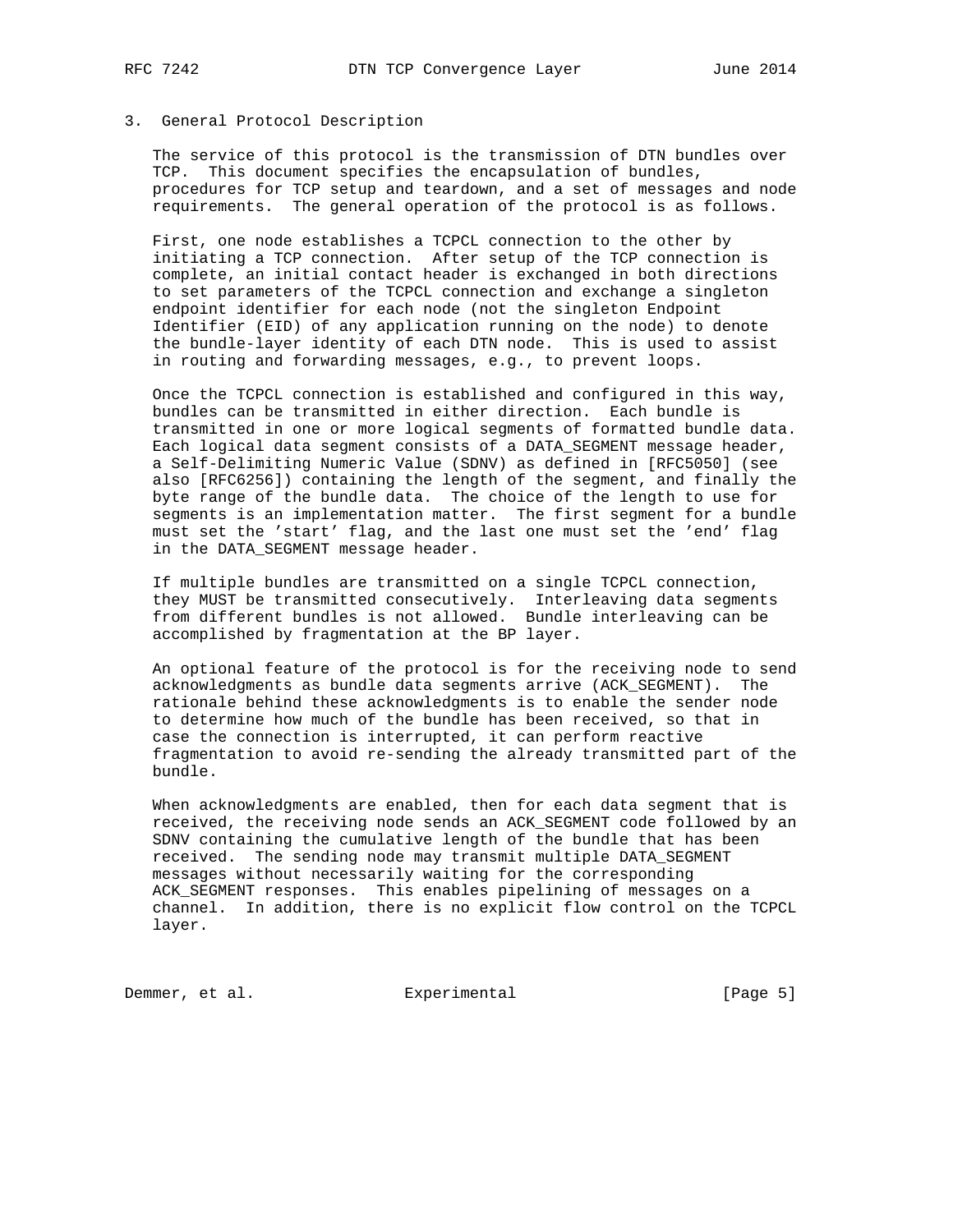## 3. General Protocol Description

The service of this protocol is the transmission of DTN bundles over TCP. This document specifies the encapsulation of bundles, procedures for TCP setup and teardown, and a set of messages and node requirements. The general operation of the protocol is as follows.

First, one node establishes a TCPCL connection to the other by initiating a TCP connection. After setup of the TCP connection is complete, an initial contact header is exchanged in both directions to set parameters of the TCPCL connection and exchange a singleton endpoint identifier for each node (not the singleton Endpoint Identifier (EID) of any application running on the node) to denote the bundle-layer identity of each DTN node. This is used to assist in routing and forwarding messages, e.g., to prevent loops.

Once the TCPCL connection is established and configured in this way, bundles can be transmitted in either direction. Each bundle is transmitted in one or more logical segments of formatted bundle data. Each logical data segment consists of a DATA_SEGMENT message header, a Self-Delimiting Numeric Value (SDNV) as defined in [RFC5050] (see also [RFC6256]) containing the length of the segment, and finally the byte range of the bundle data. The choice of the length to use for segments is an implementation matter. The first segment for a bundle must set the 'start' flag, and the last one must set the 'end' flag in the DATA_SEGMENT message header.

If multiple bundles are transmitted on a single TCPCL connection, they MUST be transmitted consecutively. Interleaving data segments from different bundles is not allowed. Bundle interleaving can be accomplished by fragmentation at the BP layer.

An optional feature of the protocol is for the receiving node to send acknowledgments as bundle data segments arrive (ACK_SEGMENT). The rationale behind these acknowledgments is to enable the sender node to determine how much of the bundle has been received, so that in case the connection is interrupted, it can perform reactive fragmentation to avoid re-sending the already transmitted part of the bundle.

When acknowledgments are enabled, then for each data segment that is received, the receiving node sends an ACK_SEGMENT code followed by an SDNV containing the cumulative length of the bundle that has been received. The sending node may transmit multiple DATA_SEGMENT messages without necessarily waiting for the corresponding ACK_SEGMENT responses. This enables pipelining of messages on a channel. In addition, there is no explicit flow control on the TCPCL layer.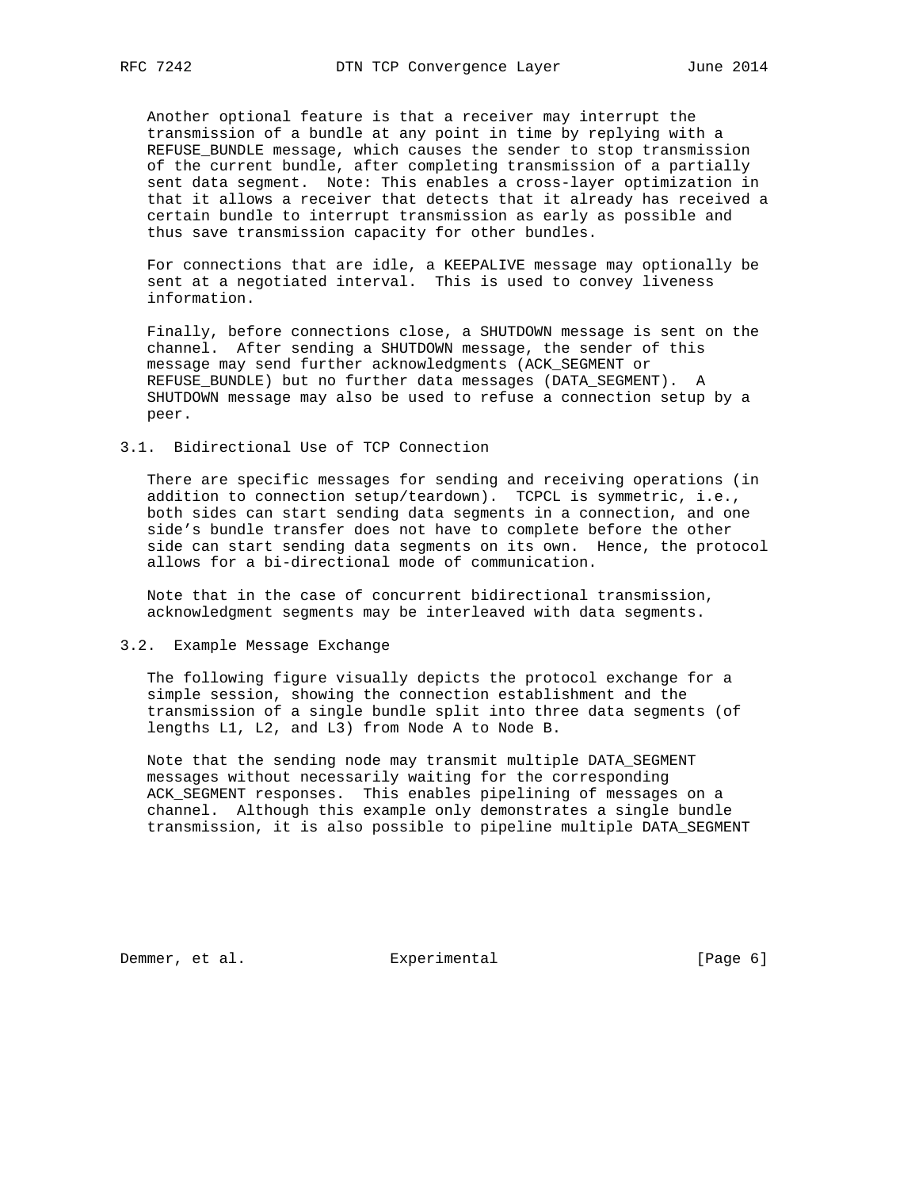Another optional feature is that a receiver may interrupt the transmission of a bundle at any point in time by replying with a REFUSE_BUNDLE message, which causes the sender to stop transmission of the current bundle, after completing transmission of a partially sent data segment. Note: This enables a cross-layer optimization in that it allows a receiver that detects that it already has received a certain bundle to interrupt transmission as early as possible and thus save transmission capacity for other bundles.

For connections that are idle, a KEEPALIVE message may optionally be sent at a negotiated interval. This is used to convey liveness information.

Finally, before connections close, a SHUTDOWN message is sent on the channel. After sending a SHUTDOWN message, the sender of this message may send further acknowledgments (ACK_SEGMENT or REFUSE_BUNDLE) but no further data messages (DATA_SEGMENT). A SHUTDOWN message may also be used to refuse a connection setup by a peer.

### 3.1. Bidirectional Use of TCP Connection

There are specific messages for sending and receiving operations (in addition to connection setup/teardown). TCPCL is symmetric, i.e., both sides can start sending data segments in a connection, and one side's bundle transfer does not have to complete before the other side can start sending data segments on its own. Hence, the protocol allows for a bi-directional mode of communication.

Note that in the case of concurrent bidirectional transmission, acknowledgment segments may be interleaved with data segments.

### 3.2. Example Message Exchange

The following figure visually depicts the protocol exchange for a simple session, showing the connection establishment and the transmission of a single bundle split into three data segments (of lengths L1, L2, and L3) from Node A to Node B.

Note that the sending node may transmit multiple DATA_SEGMENT messages without necessarily waiting for the corresponding ACK_SEGMENT responses. This enables pipelining of messages on a channel. Although this example only demonstrates a single bundle transmission, it is also possible to pipeline multiple DATA_SEGMENT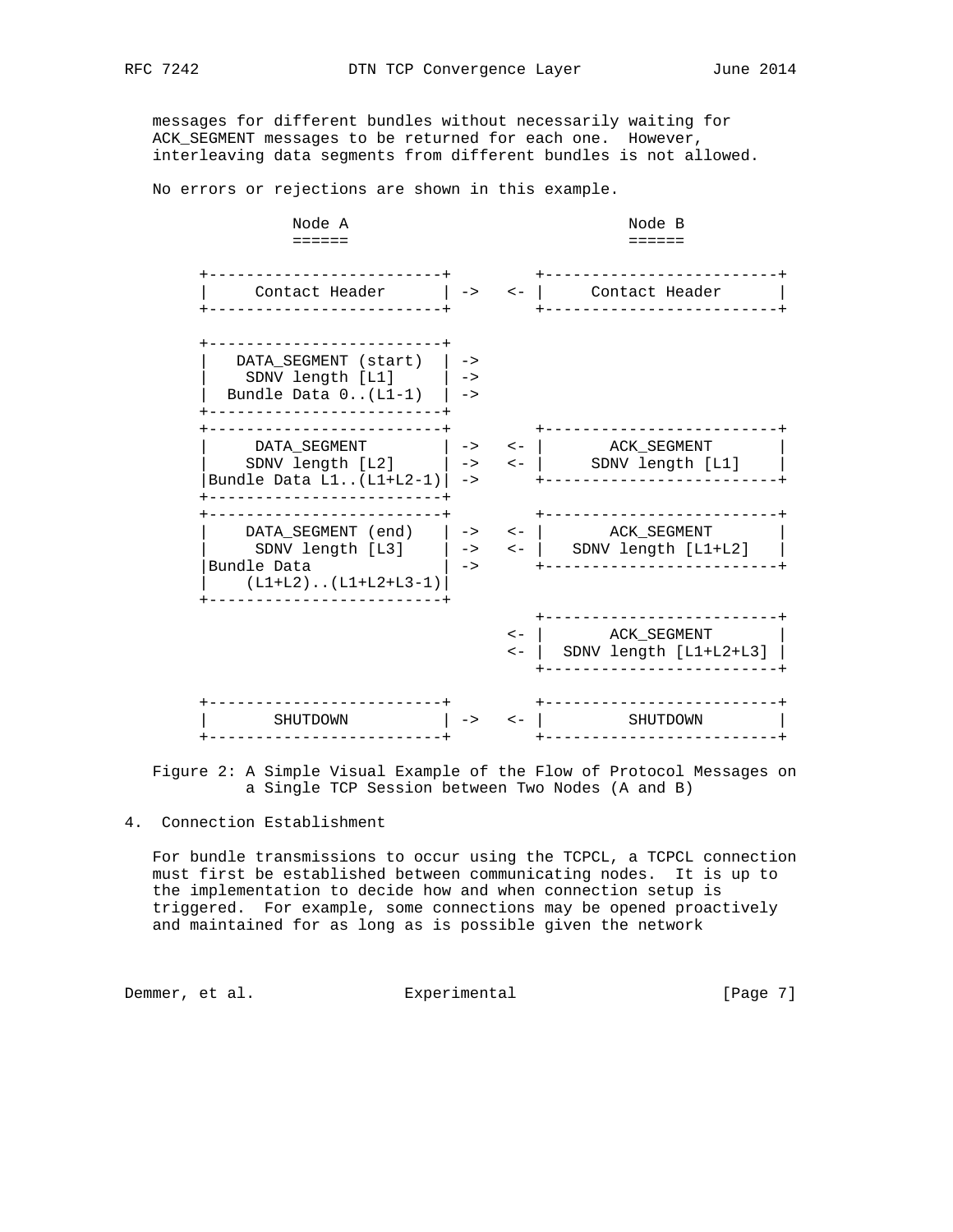messages for different bundles without necessarily waiting for ACK_SEGMENT messages to be returned for each one. However, interleaving data segments from different bundles is not allowed.

No errors or rejections are shown in this example.

```
              Node A                                Node B
              ======                                ======

      +-------------------------+         +-------------------------+
      |     Contact Header      | ->   <- |     Contact Header      |
      +-------------------------+         +-------------------------+


      +-------------------------+
      |   DATA_SEGMENT (start)  | ->
      |    SDNV length [L1]     | ->
      |  Bundle Data 0..(L1-1)  | ->
      +-------------------------+
      +-------------------------+         +-------------------------+
      |     DATA_SEGMENT        | ->   <- |       ACK_SEGMENT       |
      |    SDNV length [L2]     | ->   <- |     SDNV length [L1]    |
      |Bundle Data L1..(L1+L2-1)| ->      +-------------------------+
      +-------------------------+
      +-------------------------+         +-------------------------+
      |    DATA_SEGMENT (end)   | ->   <- |       ACK_SEGMENT       |
      |     SDNV length [L3]    | ->   <- |   SDNV length [L1+L2]   |
      |Bundle Data              | ->      +-------------------------+
      |    (L1+L2)..(L1+L2+L3-1)|
      +-------------------------+
                                          +-------------------------+
                                       <- |       ACK_SEGMENT       |
                                       <- |  SDNV length [L1+L2+L3] |
                                          +-------------------------+

      +-------------------------+         +-------------------------+
      |       SHUTDOWN          | ->   <- |         SHUTDOWN        |
      +-------------------------+         +-------------------------+
```

Figure 2: A Simple Visual Example of the Flow of Protocol Messages on a Single TCP Session between Two Nodes (A and B)

## 4. Connection Establishment

For bundle transmissions to occur using the TCPCL, a TCPCL connection must first be established between communicating nodes. It is up to the implementation to decide how and when connection setup is triggered. For example, some connections may be opened proactively and maintained for as long as is possible given the network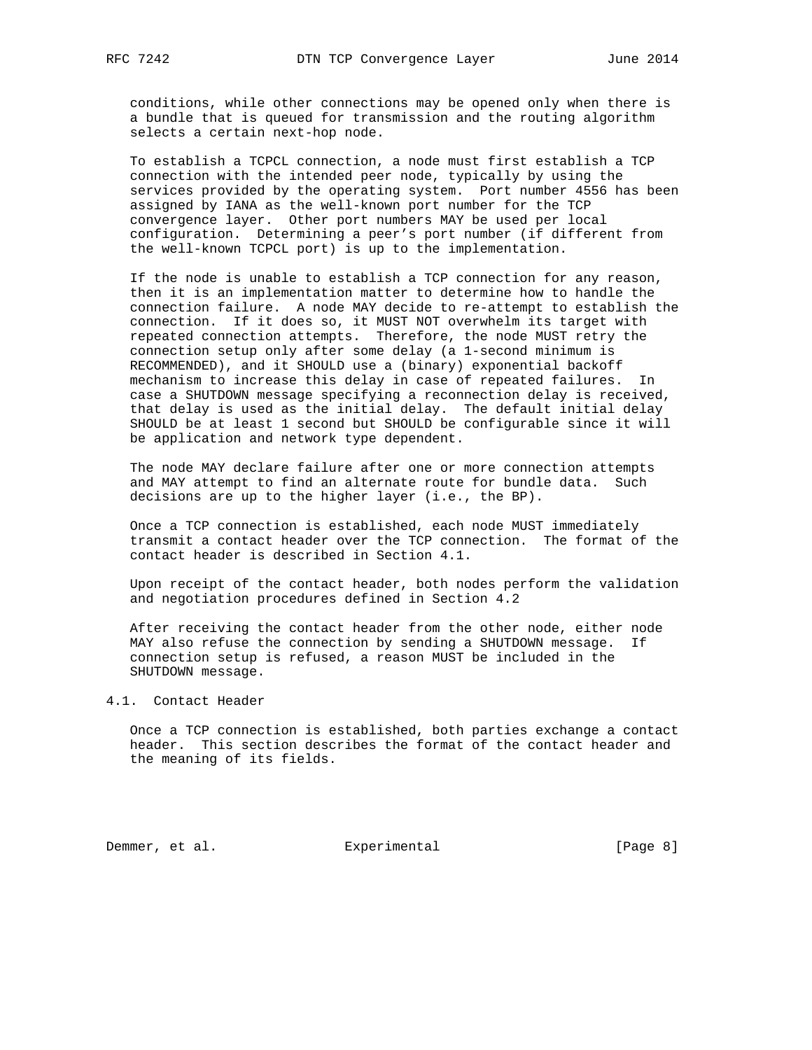conditions, while other connections may be opened only when there is a bundle that is queued for transmission and the routing algorithm selects a certain next-hop node.

To establish a TCPCL connection, a node must first establish a TCP connection with the intended peer node, typically by using the services provided by the operating system. Port number 4556 has been assigned by IANA as the well-known port number for the TCP convergence layer. Other port numbers MAY be used per local configuration. Determining a peer's port number (if different from the well-known TCPCL port) is up to the implementation.

If the node is unable to establish a TCP connection for any reason, then it is an implementation matter to determine how to handle the connection failure. A node MAY decide to re-attempt to establish the connection. If it does so, it MUST NOT overwhelm its target with repeated connection attempts. Therefore, the node MUST retry the connection setup only after some delay (a 1-second minimum is RECOMMENDED), and it SHOULD use a (binary) exponential backoff mechanism to increase this delay in case of repeated failures. In case a SHUTDOWN message specifying a reconnection delay is received, that delay is used as the initial delay. The default initial delay SHOULD be at least 1 second but SHOULD be configurable since it will be application and network type dependent.

The node MAY declare failure after one or more connection attempts and MAY attempt to find an alternate route for bundle data. Such decisions are up to the higher layer (i.e., the BP).

Once a TCP connection is established, each node MUST immediately transmit a contact header over the TCP connection. The format of the contact header is described in Section 4.1.

Upon receipt of the contact header, both nodes perform the validation and negotiation procedures defined in Section 4.2

After receiving the contact header from the other node, either node MAY also refuse the connection by sending a SHUTDOWN message. If connection setup is refused, a reason MUST be included in the SHUTDOWN message.

## 4.1. Contact Header

Once a TCP connection is established, both parties exchange a contact header. This section describes the format of the contact header and the meaning of its fields.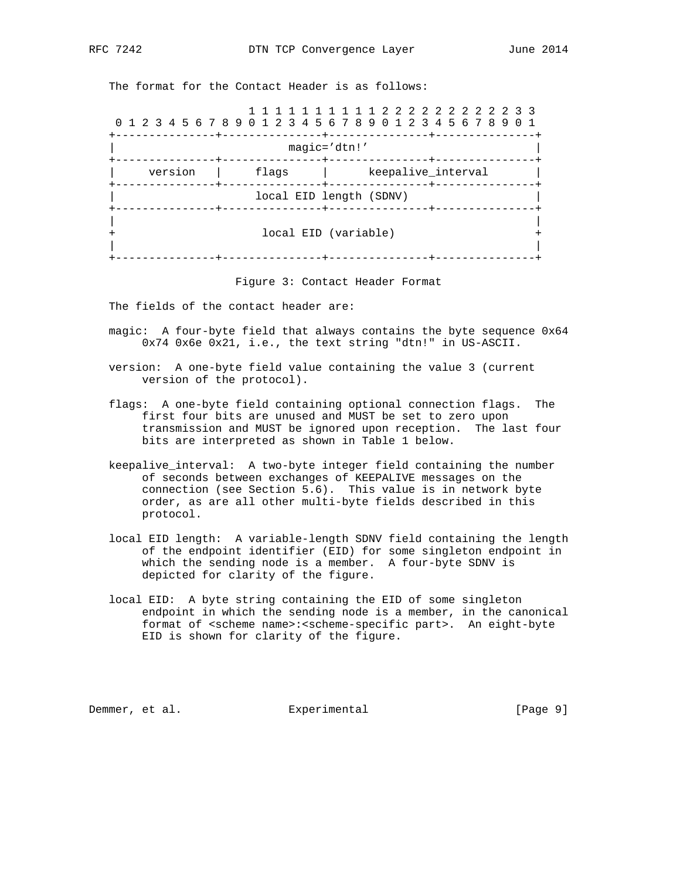The format for the Contact Header is as follows:

```
                     1 1 1 1 1 1 1 1 1 1 2 2 2 2 2 2 2 2 2 2 3 3
 0 1 2 3 4 5 6 7 8 9 0 1 2 3 4 5 6 7 8 9 0 1 2 3 4 5 6 7 8 9 0 1
+---------------+---------------+---------------+---------------+
|                          magic='dtn!'                         |
+---------------+---------------+---------------+---------------+
|    version    |     flags     |      keepalive_interval       |
+---------------+---------------+---------------+---------------+
|                    local EID length (SDNV)                    |
+---------------+---------------+---------------+---------------+
|                                                               |
+                       local EID (variable)                    +
|                                                               |
+---------------+---------------+---------------+---------------+
```

Figure 3: Contact Header Format

The fields of the contact header are:

magic: A four-byte field that always contains the byte sequence 0x64 0x74 0x6e 0x21, i.e., the text string "dtn!" in US-ASCII.

version: A one-byte field value containing the value 3 (current version of the protocol).

flags: A one-byte field containing optional connection flags. The first four bits are unused and MUST be set to zero upon transmission and MUST be ignored upon reception. The last four bits are interpreted as shown in Table 1 below.

keepalive_interval: A two-byte integer field containing the number of seconds between exchanges of KEEPALIVE messages on the connection (see Section 5.6). This value is in network byte order, as are all other multi-byte fields described in this protocol.

local EID length: A variable-length SDNV field containing the length of the endpoint identifier (EID) for some singleton endpoint in which the sending node is a member. A four-byte SDNV is depicted for clarity of the figure.

local EID: A byte string containing the EID of some singleton endpoint in which the sending node is a member, in the canonical format of <scheme name>:<scheme-specific part>. An eight-byte EID is shown for clarity of the figure.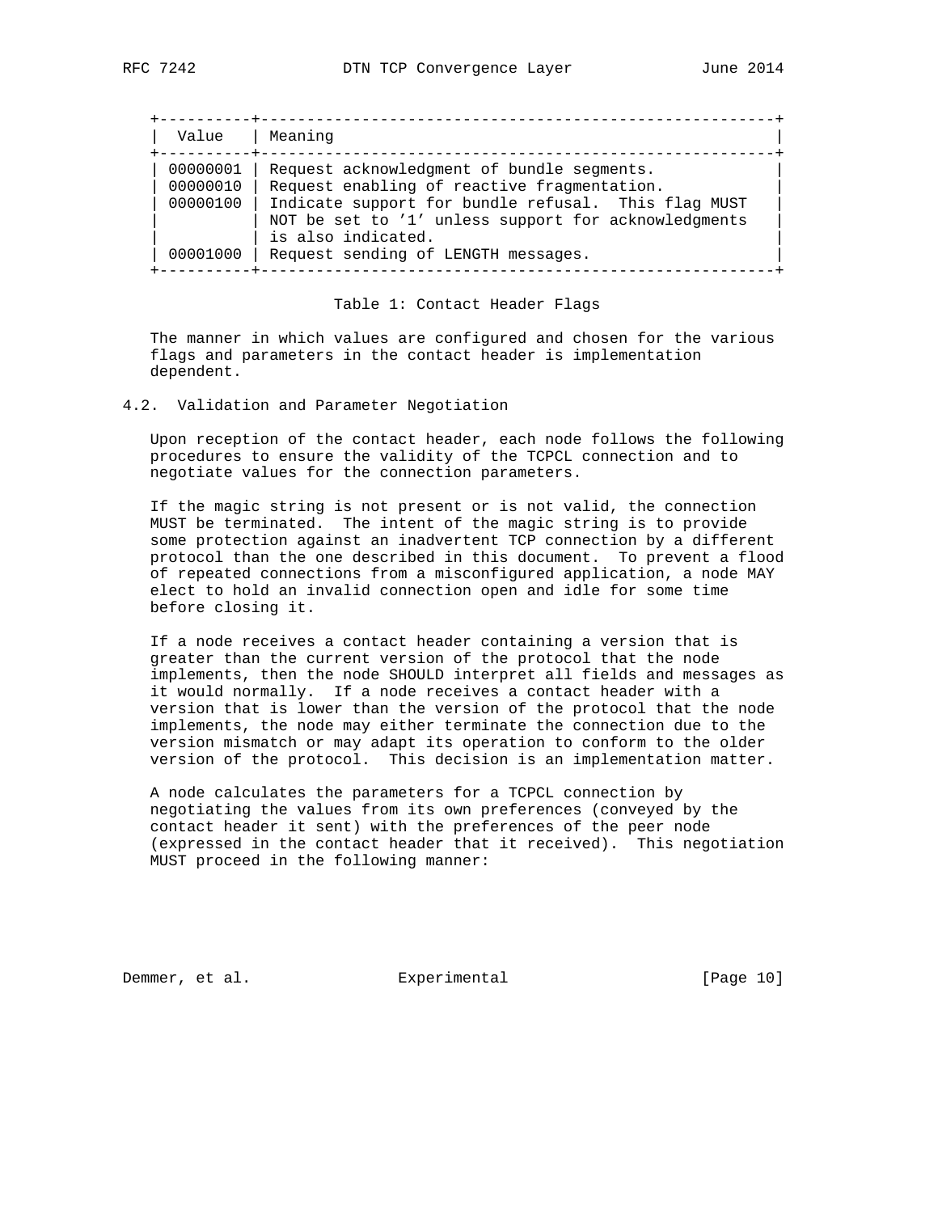| Value | Meaning |
| --- | --- |
| 00000001 | Request acknowledgment of bundle segments. |
| 00000010 | Request enabling of reactive fragmentation. |
| 00000100 | Indicate support for bundle refusal. This flag MUST NOT be set to '1' unless support for acknowledgments is also indicated. |
| 00001000 | Request sending of LENGTH messages. |

Table 1: Contact Header Flags

The manner in which values are configured and chosen for the various flags and parameters in the contact header is implementation dependent.

## 4.2. Validation and Parameter Negotiation

Upon reception of the contact header, each node follows the following procedures to ensure the validity of the TCPCL connection and to negotiate values for the connection parameters.

If the magic string is not present or is not valid, the connection MUST be terminated. The intent of the magic string is to provide some protection against an inadvertent TCP connection by a different protocol than the one described in this document. To prevent a flood of repeated connections from a misconfigured application, a node MAY elect to hold an invalid connection open and idle for some time before closing it.

If a node receives a contact header containing a version that is greater than the current version of the protocol that the node implements, then the node SHOULD interpret all fields and messages as it would normally. If a node receives a contact header with a version that is lower than the version of the protocol that the node implements, the node may either terminate the connection due to the version mismatch or may adapt its operation to conform to the older version of the protocol. This decision is an implementation matter.

A node calculates the parameters for a TCPCL connection by negotiating the values from its own preferences (conveyed by the contact header it sent) with the preferences of the peer node (expressed in the contact header that it received). This negotiation MUST proceed in the following manner: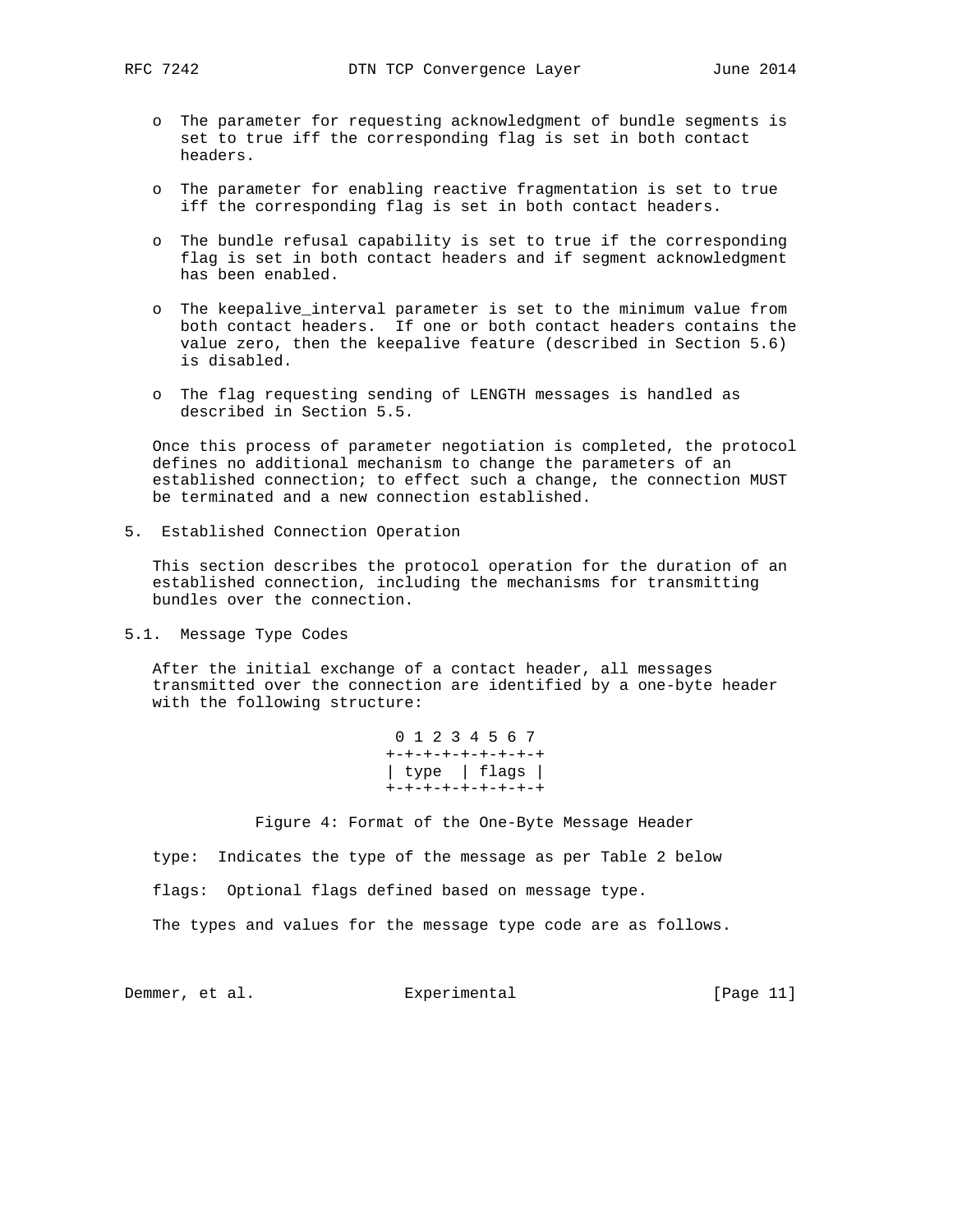- The parameter for requesting acknowledgment of bundle segments is set to true iff the corresponding flag is set in both contact headers.

- The parameter for enabling reactive fragmentation is set to true iff the corresponding flag is set in both contact headers.

- The bundle refusal capability is set to true if the corresponding flag is set in both contact headers and if segment acknowledgment has been enabled.

- The keepalive_interval parameter is set to the minimum value from both contact headers. If one or both contact headers contains the value zero, then the keepalive feature (described in Section 5.6) is disabled.

- The flag requesting sending of LENGTH messages is handled as described in Section 5.5.

Once this process of parameter negotiation is completed, the protocol defines no additional mechanism to change the parameters of an established connection; to effect such a change, the connection MUST be terminated and a new connection established.

## 5. Established Connection Operation

This section describes the protocol operation for the duration of an established connection, including the mechanisms for transmitting bundles over the connection.

### 5.1. Message Type Codes

After the initial exchange of a contact header, all messages transmitted over the connection are identified by a one-byte header with the following structure:

```
 0 1 2 3 4 5 6 7
+-+-+-+-+-+-+-+-+
| type  | flags |
+-+-+-+-+-+-+-+-+
```

Figure 4: Format of the One-Byte Message Header

type: Indicates the type of the message as per Table 2 below

flags: Optional flags defined based on message type.

The types and values for the message type code are as follows.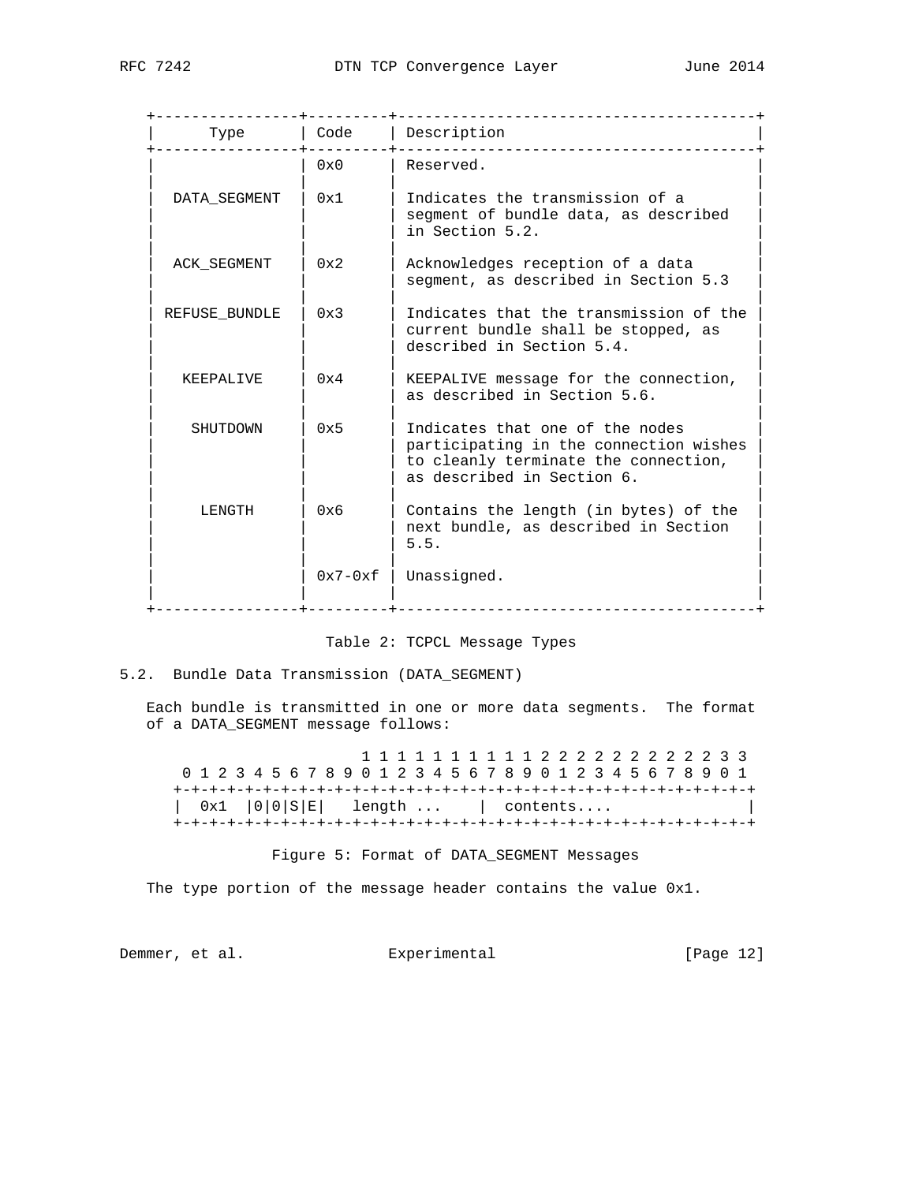| Type | Code | Description |
|---|---|---|
| | 0x0 | Reserved. |
| DATA_SEGMENT | 0x1 | Indicates the transmission of a segment of bundle data, as described in Section 5.2. |
| ACK_SEGMENT | 0x2 | Acknowledges reception of a data segment, as described in Section 5.3 |
| REFUSE_BUNDLE | 0x3 | Indicates that the transmission of the current bundle shall be stopped, as described in Section 5.4. |
| KEEPALIVE | 0x4 | KEEPALIVE message for the connection, as described in Section 5.6. |
| SHUTDOWN | 0x5 | Indicates that one of the nodes participating in the connection wishes to cleanly terminate the connection, as described in Section 6. |
| LENGTH | 0x6 | Contains the length (in bytes) of the next bundle, as described in Section 5.5. |
| | 0x7-0xf | Unassigned. |

Table 2: TCPCL Message Types

## 5.2. Bundle Data Transmission (DATA_SEGMENT)

Each bundle is transmitted in one or more data segments. The format of a DATA_SEGMENT message follows:

```
                     1 1 1 1 1 1 1 1 1 1 2 2 2 2 2 2 2 2 2 2 3 3
 0 1 2 3 4 5 6 7 8 9 0 1 2 3 4 5 6 7 8 9 0 1 2 3 4 5 6 7 8 9 0 1
+-+-+-+-+-+-+-+-+-+-+-+-+-+-+-+-+-+-+-+-+-+-+-+-+-+-+-+-+-+-+-+-+
|  0x1  |0|0|S|E|   length ...    |  contents....               |
+-+-+-+-+-+-+-+-+-+-+-+-+-+-+-+-+-+-+-+-+-+-+-+-+-+-+-+-+-+-+-+-+
```

Figure 5: Format of DATA_SEGMENT Messages

The type portion of the message header contains the value 0x1.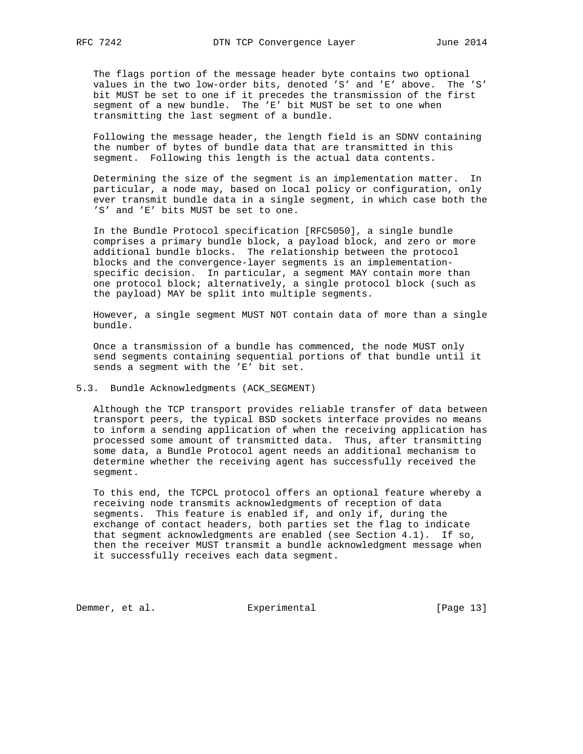The flags portion of the message header byte contains two optional values in the two low-order bits, denoted 'S' and 'E' above. The 'S' bit MUST be set to one if it precedes the transmission of the first segment of a new bundle. The 'E' bit MUST be set to one when transmitting the last segment of a bundle.

Following the message header, the length field is an SDNV containing the number of bytes of bundle data that are transmitted in this segment. Following this length is the actual data contents.

Determining the size of the segment is an implementation matter. In particular, a node may, based on local policy or configuration, only ever transmit bundle data in a single segment, in which case both the 'S' and 'E' bits MUST be set to one.

In the Bundle Protocol specification [RFC5050], a single bundle comprises a primary bundle block, a payload block, and zero or more additional bundle blocks. The relationship between the protocol blocks and the convergence-layer segments is an implementation-specific decision. In particular, a segment MAY contain more than one protocol block; alternatively, a single protocol block (such as the payload) MAY be split into multiple segments.

However, a single segment MUST NOT contain data of more than a single bundle.

Once a transmission of a bundle has commenced, the node MUST only send segments containing sequential portions of that bundle until it sends a segment with the 'E' bit set.

## 5.3. Bundle Acknowledgments (ACK_SEGMENT)

Although the TCP transport provides reliable transfer of data between transport peers, the typical BSD sockets interface provides no means to inform a sending application of when the receiving application has processed some amount of transmitted data. Thus, after transmitting some data, a Bundle Protocol agent needs an additional mechanism to determine whether the receiving agent has successfully received the segment.

To this end, the TCPCL protocol offers an optional feature whereby a receiving node transmits acknowledgments of reception of data segments. This feature is enabled if, and only if, during the exchange of contact headers, both parties set the flag to indicate that segment acknowledgments are enabled (see Section 4.1). If so, then the receiver MUST transmit a bundle acknowledgment message when it successfully receives each data segment.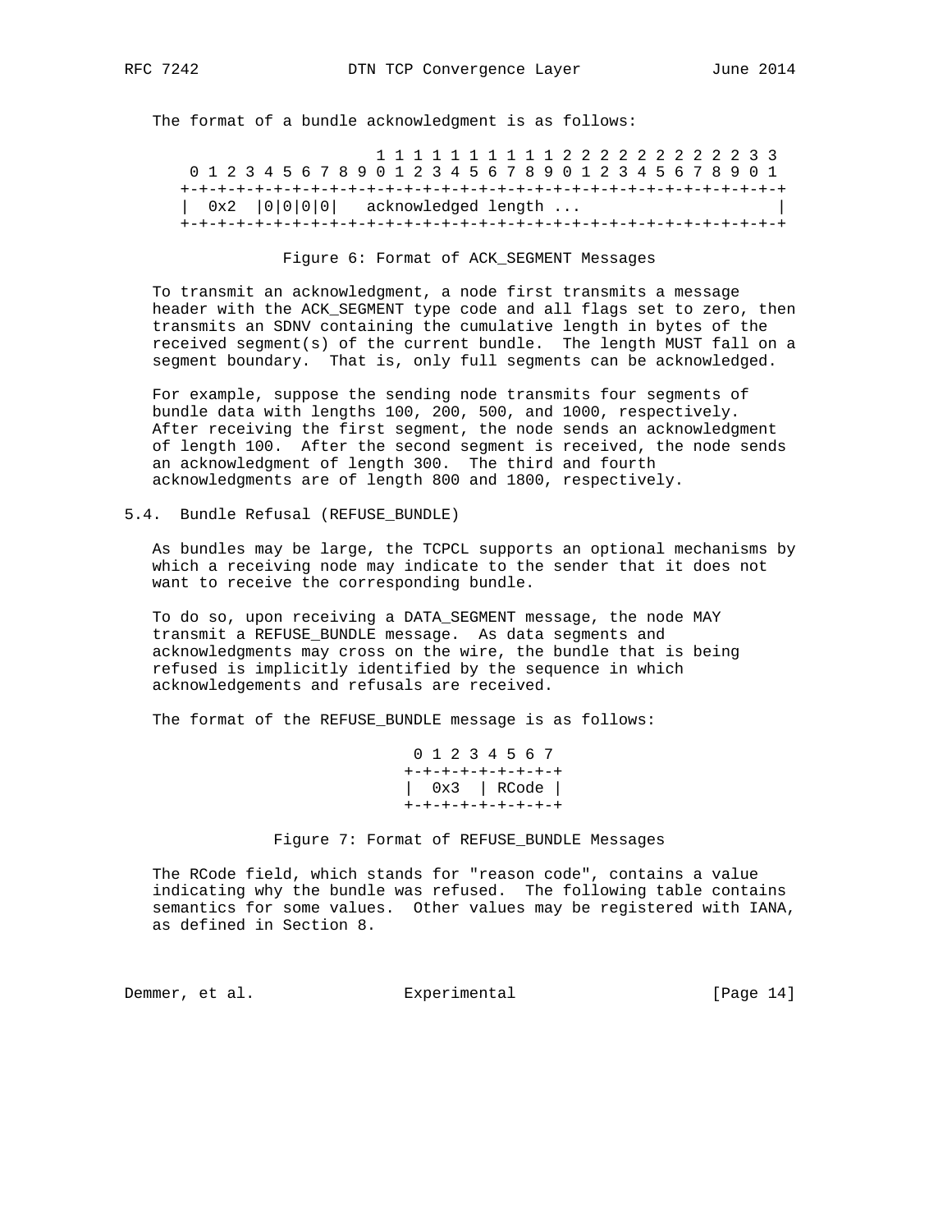The format of a bundle acknowledgment is as follows:

```
                     1 1 1 1 1 1 1 1 1 1 2 2 2 2 2 2 2 2 2 2 3 3
 0 1 2 3 4 5 6 7 8 9 0 1 2 3 4 5 6 7 8 9 0 1 2 3 4 5 6 7 8 9 0 1
+-+-+-+-+-+-+-+-+-+-+-+-+-+-+-+-+-+-+-+-+-+-+-+-+-+-+-+-+-+-+-+-+
|  0x2  |0|0|0|0|   acknowledged length ...                      |
+-+-+-+-+-+-+-+-+-+-+-+-+-+-+-+-+-+-+-+-+-+-+-+-+-+-+-+-+-+-+-+-+
```

Figure 6: Format of ACK_SEGMENT Messages

To transmit an acknowledgment, a node first transmits a message header with the ACK_SEGMENT type code and all flags set to zero, then transmits an SDNV containing the cumulative length in bytes of the received segment(s) of the current bundle. The length MUST fall on a segment boundary. That is, only full segments can be acknowledged.

For example, suppose the sending node transmits four segments of bundle data with lengths 100, 200, 500, and 1000, respectively. After receiving the first segment, the node sends an acknowledgment of length 100. After the second segment is received, the node sends an acknowledgment of length 300. The third and fourth acknowledgments are of length 800 and 1800, respectively.

## 5.4. Bundle Refusal (REFUSE_BUNDLE)

As bundles may be large, the TCPCL supports an optional mechanisms by which a receiving node may indicate to the sender that it does not want to receive the corresponding bundle.

To do so, upon receiving a DATA_SEGMENT message, the node MAY transmit a REFUSE_BUNDLE message. As data segments and acknowledgments may cross on the wire, the bundle that is being refused is implicitly identified by the sequence in which acknowledgements and refusals are received.

The format of the REFUSE_BUNDLE message is as follows:

```
 0 1 2 3 4 5 6 7
+-+-+-+-+-+-+-+-+
|  0x3  | RCode |
+-+-+-+-+-+-+-+-+
```

Figure 7: Format of REFUSE_BUNDLE Messages

The RCode field, which stands for "reason code", contains a value indicating why the bundle was refused. The following table contains semantics for some values. Other values may be registered with IANA, as defined in Section 8.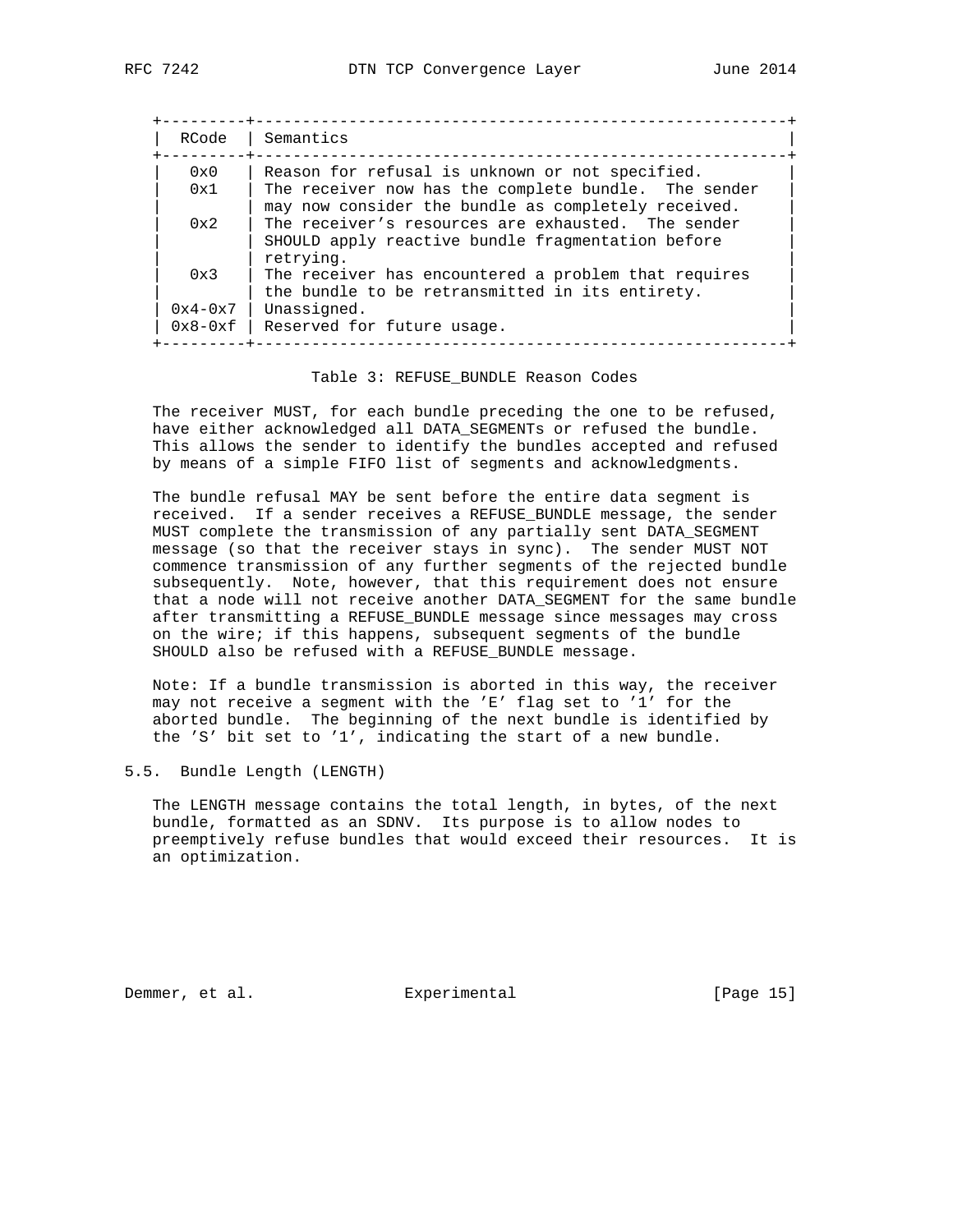| RCode | Semantics |
| --- | --- |
| 0x0 | Reason for refusal is unknown or not specified. |
| 0x1 | The receiver now has the complete bundle. The sender may now consider the bundle as completely received. |
| 0x2 | The receiver's resources are exhausted. The sender SHOULD apply reactive bundle fragmentation before retrying. |
| 0x3 | The receiver has encountered a problem that requires the bundle to be retransmitted in its entirety. |
| 0x4-0x7 | Unassigned. |
| 0x8-0xf | Reserved for future usage. |

Table 3: REFUSE_BUNDLE Reason Codes

The receiver MUST, for each bundle preceding the one to be refused, have either acknowledged all DATA_SEGMENTs or refused the bundle. This allows the sender to identify the bundles accepted and refused by means of a simple FIFO list of segments and acknowledgments.

The bundle refusal MAY be sent before the entire data segment is received. If a sender receives a REFUSE_BUNDLE message, the sender MUST complete the transmission of any partially sent DATA_SEGMENT message (so that the receiver stays in sync). The sender MUST NOT commence transmission of any further segments of the rejected bundle subsequently. Note, however, that this requirement does not ensure that a node will not receive another DATA_SEGMENT for the same bundle after transmitting a REFUSE_BUNDLE message since messages may cross on the wire; if this happens, subsequent segments of the bundle SHOULD also be refused with a REFUSE_BUNDLE message.

Note: If a bundle transmission is aborted in this way, the receiver may not receive a segment with the 'E' flag set to '1' for the aborted bundle. The beginning of the next bundle is identified by the 'S' bit set to '1', indicating the start of a new bundle.

## 5.5. Bundle Length (LENGTH)

The LENGTH message contains the total length, in bytes, of the next bundle, formatted as an SDNV. Its purpose is to allow nodes to preemptively refuse bundles that would exceed their resources. It is an optimization.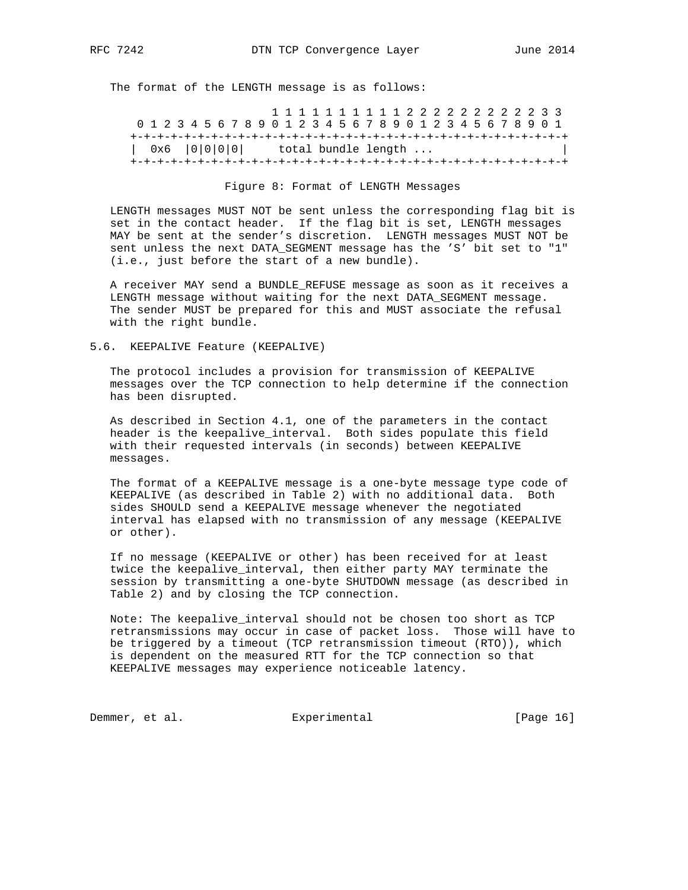The format of the LENGTH message is as follows:

```
                     1 1 1 1 1 1 1 1 1 1 2 2 2 2 2 2 2 2 2 2 3 3
 0 1 2 3 4 5 6 7 8 9 0 1 2 3 4 5 6 7 8 9 0 1 2 3 4 5 6 7 8 9 0 1
+-+-+-+-+-+-+-+-+-+-+-+-+-+-+-+-+-+-+-+-+-+-+-+-+-+-+-+-+-+-+-+-+
|  0x6  |0|0|0|0|     total bundle length ...                   |
+-+-+-+-+-+-+-+-+-+-+-+-+-+-+-+-+-+-+-+-+-+-+-+-+-+-+-+-+-+-+-+-+
```

Figure 8: Format of LENGTH Messages

LENGTH messages MUST NOT be sent unless the corresponding flag bit is set in the contact header. If the flag bit is set, LENGTH messages MAY be sent at the sender's discretion. LENGTH messages MUST NOT be sent unless the next DATA_SEGMENT message has the 'S' bit set to "1" (i.e., just before the start of a new bundle).

A receiver MAY send a BUNDLE_REFUSE message as soon as it receives a LENGTH message without waiting for the next DATA_SEGMENT message. The sender MUST be prepared for this and MUST associate the refusal with the right bundle.

## 5.6. KEEPALIVE Feature (KEEPALIVE)

The protocol includes a provision for transmission of KEEPALIVE messages over the TCP connection to help determine if the connection has been disrupted.

As described in Section 4.1, one of the parameters in the contact header is the keepalive_interval. Both sides populate this field with their requested intervals (in seconds) between KEEPALIVE messages.

The format of a KEEPALIVE message is a one-byte message type code of KEEPALIVE (as described in Table 2) with no additional data. Both sides SHOULD send a KEEPALIVE message whenever the negotiated interval has elapsed with no transmission of any message (KEEPALIVE or other).

If no message (KEEPALIVE or other) has been received for at least twice the keepalive_interval, then either party MAY terminate the session by transmitting a one-byte SHUTDOWN message (as described in Table 2) and by closing the TCP connection.

Note: The keepalive_interval should not be chosen too short as TCP retransmissions may occur in case of packet loss. Those will have to be triggered by a timeout (TCP retransmission timeout (RTO)), which is dependent on the measured RTT for the TCP connection so that KEEPALIVE messages may experience noticeable latency.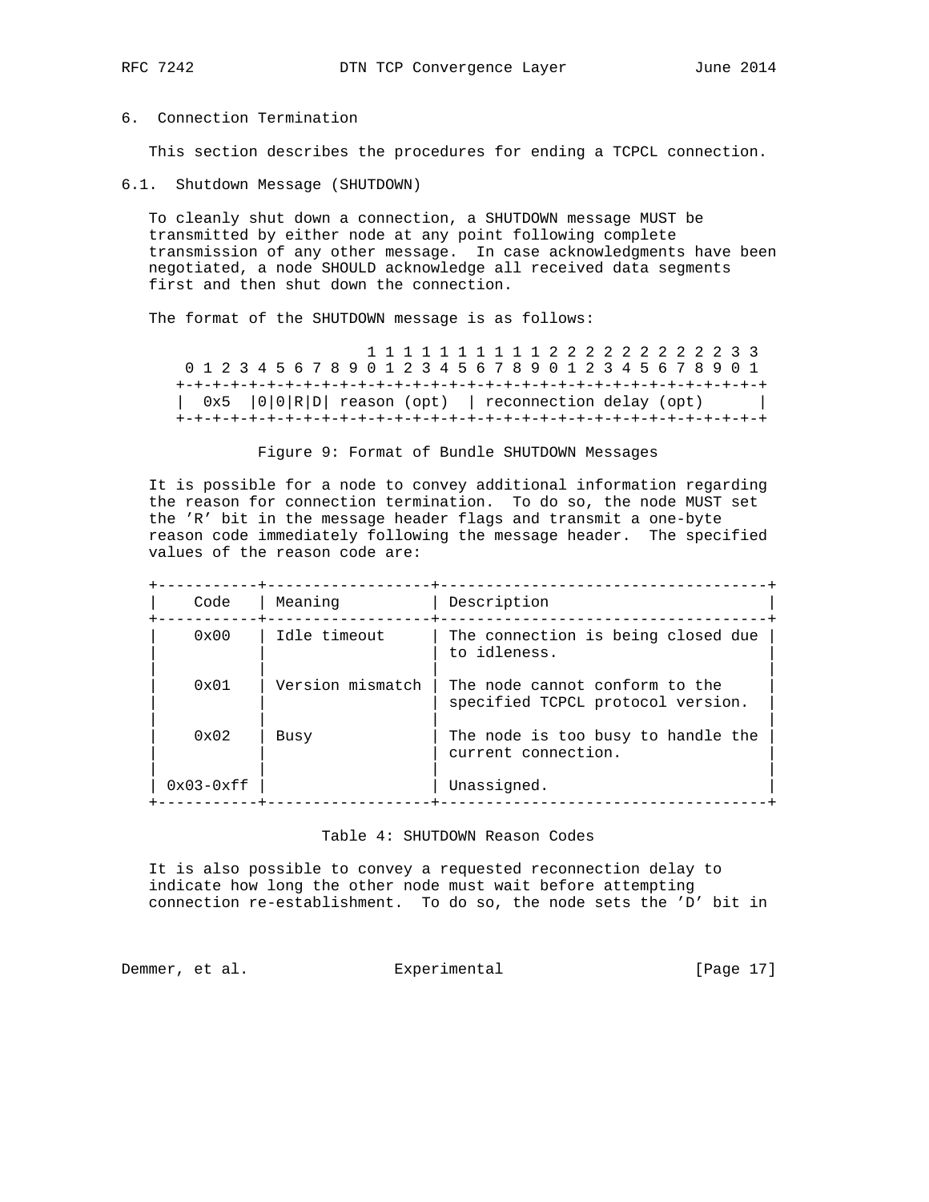## 6. Connection Termination

This section describes the procedures for ending a TCPCL connection.

### 6.1. Shutdown Message (SHUTDOWN)

To cleanly shut down a connection, a SHUTDOWN message MUST be transmitted by either node at any point following complete transmission of any other message. In case acknowledgments have been negotiated, a node SHOULD acknowledge all received data segments first and then shut down the connection.

The format of the SHUTDOWN message is as follows:

```
                     1 1 1 1 1 1 1 1 1 1 2 2 2 2 2 2 2 2 2 2 3 3
 0 1 2 3 4 5 6 7 8 9 0 1 2 3 4 5 6 7 8 9 0 1 2 3 4 5 6 7 8 9 0 1
+-+-+-+-+-+-+-+-+-+-+-+-+-+-+-+-+-+-+-+-+-+-+-+-+-+-+-+-+-+-+-+-+
|  0x5  |0|0|R|D| reason (opt)  | reconnection delay (opt)      |
+-+-+-+-+-+-+-+-+-+-+-+-+-+-+-+-+-+-+-+-+-+-+-+-+-+-+-+-+-+-+-+-+
```

Figure 9: Format of Bundle SHUTDOWN Messages

It is possible for a node to convey additional information regarding the reason for connection termination. To do so, the node MUST set the 'R' bit in the message header flags and transmit a one-byte reason code immediately following the message header. The specified values of the reason code are:

| Code | Meaning | Description |
|---|---|---|
| 0x00 | Idle timeout | The connection is being closed due to idleness. |
| 0x01 | Version mismatch | The node cannot conform to the specified TCPCL protocol version. |
| 0x02 | Busy | The node is too busy to handle the current connection. |
| 0x03-0xff | | Unassigned. |

Table 4: SHUTDOWN Reason Codes

It is also possible to convey a requested reconnection delay to indicate how long the other node must wait before attempting connection re-establishment. To do so, the node sets the 'D' bit in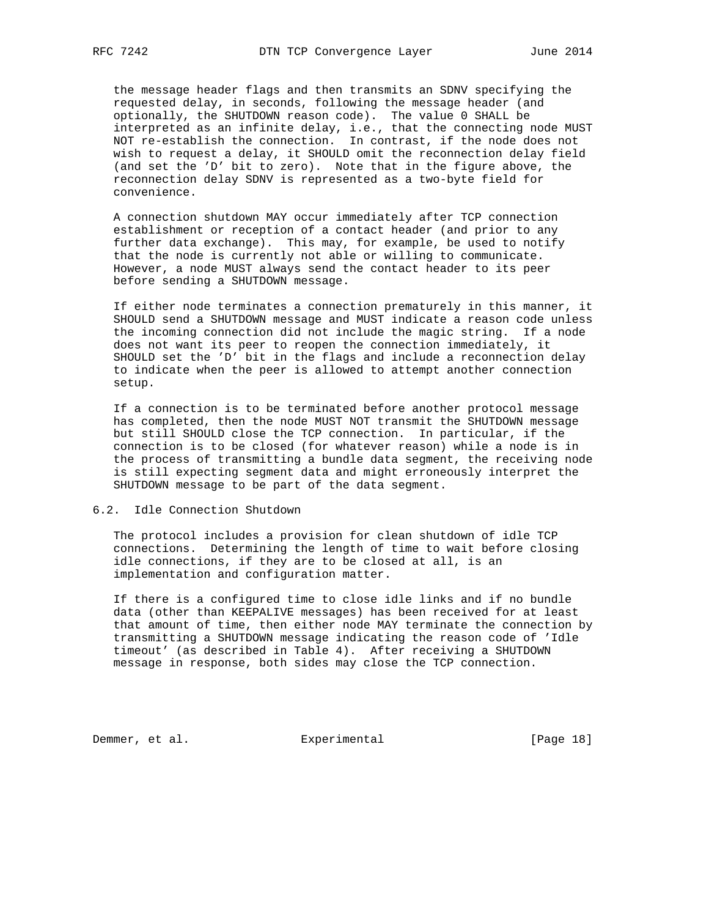the message header flags and then transmits an SDNV specifying the requested delay, in seconds, following the message header (and optionally, the SHUTDOWN reason code). The value 0 SHALL be interpreted as an infinite delay, i.e., that the connecting node MUST NOT re-establish the connection. In contrast, if the node does not wish to request a delay, it SHOULD omit the reconnection delay field (and set the 'D' bit to zero). Note that in the figure above, the reconnection delay SDNV is represented as a two-byte field for convenience.

A connection shutdown MAY occur immediately after TCP connection establishment or reception of a contact header (and prior to any further data exchange). This may, for example, be used to notify that the node is currently not able or willing to communicate. However, a node MUST always send the contact header to its peer before sending a SHUTDOWN message.

If either node terminates a connection prematurely in this manner, it SHOULD send a SHUTDOWN message and MUST indicate a reason code unless the incoming connection did not include the magic string. If a node does not want its peer to reopen the connection immediately, it SHOULD set the 'D' bit in the flags and include a reconnection delay to indicate when the peer is allowed to attempt another connection setup.

If a connection is to be terminated before another protocol message has completed, then the node MUST NOT transmit the SHUTDOWN message but still SHOULD close the TCP connection. In particular, if the connection is to be closed (for whatever reason) while a node is in the process of transmitting a bundle data segment, the receiving node is still expecting segment data and might erroneously interpret the SHUTDOWN message to be part of the data segment.

## 6.2. Idle Connection Shutdown

The protocol includes a provision for clean shutdown of idle TCP connections. Determining the length of time to wait before closing idle connections, if they are to be closed at all, is an implementation and configuration matter.

If there is a configured time to close idle links and if no bundle data (other than KEEPALIVE messages) has been received for at least that amount of time, then either node MAY terminate the connection by transmitting a SHUTDOWN message indicating the reason code of 'Idle timeout' (as described in Table 4). After receiving a SHUTDOWN message in response, both sides may close the TCP connection.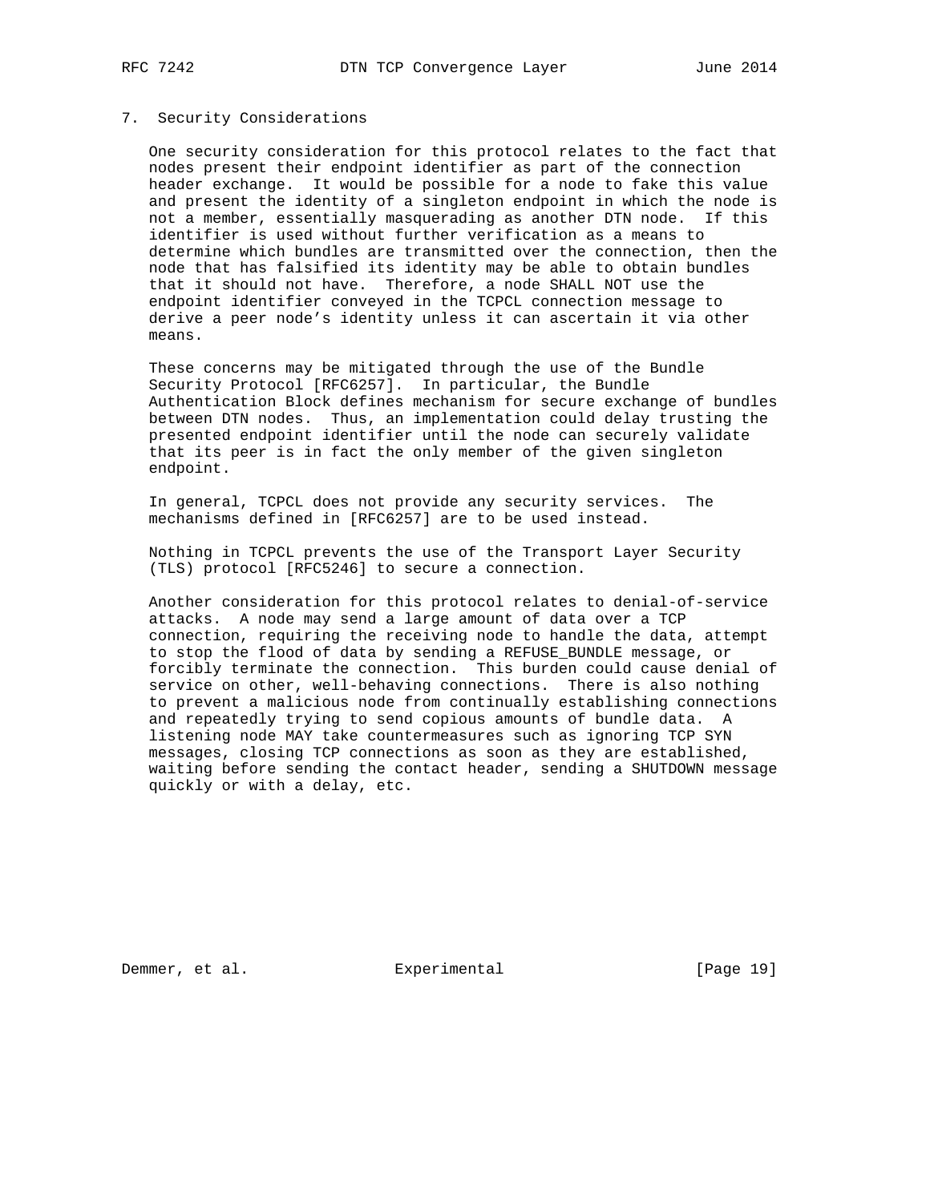## 7. Security Considerations

One security consideration for this protocol relates to the fact that nodes present their endpoint identifier as part of the connection header exchange. It would be possible for a node to fake this value and present the identity of a singleton endpoint in which the node is not a member, essentially masquerading as another DTN node. If this identifier is used without further verification as a means to determine which bundles are transmitted over the connection, then the node that has falsified its identity may be able to obtain bundles that it should not have. Therefore, a node SHALL NOT use the endpoint identifier conveyed in the TCPCL connection message to derive a peer node's identity unless it can ascertain it via other means.

These concerns may be mitigated through the use of the Bundle Security Protocol [RFC6257]. In particular, the Bundle Authentication Block defines mechanism for secure exchange of bundles between DTN nodes. Thus, an implementation could delay trusting the presented endpoint identifier until the node can securely validate that its peer is in fact the only member of the given singleton endpoint.

In general, TCPCL does not provide any security services. The mechanisms defined in [RFC6257] are to be used instead.

Nothing in TCPCL prevents the use of the Transport Layer Security (TLS) protocol [RFC5246] to secure a connection.

Another consideration for this protocol relates to denial-of-service attacks. A node may send a large amount of data over a TCP connection, requiring the receiving node to handle the data, attempt to stop the flood of data by sending a REFUSE_BUNDLE message, or forcibly terminate the connection. This burden could cause denial of service on other, well-behaving connections. There is also nothing to prevent a malicious node from continually establishing connections and repeatedly trying to send copious amounts of bundle data. A listening node MAY take countermeasures such as ignoring TCP SYN messages, closing TCP connections as soon as they are established, waiting before sending the contact header, sending a SHUTDOWN message quickly or with a delay, etc.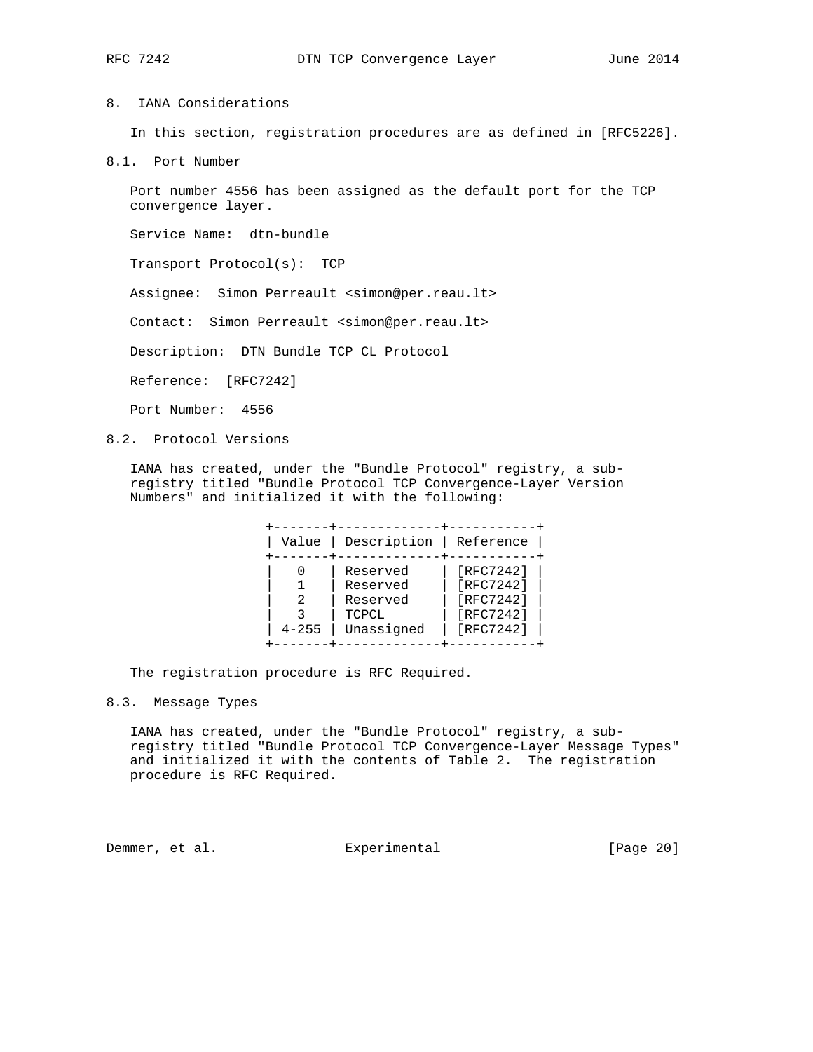## 8. IANA Considerations

In this section, registration procedures are as defined in [RFC5226].

### 8.1. Port Number

Port number 4556 has been assigned as the default port for the TCP convergence layer.

Service Name: dtn-bundle

Transport Protocol(s): TCP

Assignee: Simon Perreault <simon@per.reau.lt>

Contact: Simon Perreault <simon@per.reau.lt>

Description: DTN Bundle TCP CL Protocol

Reference: [RFC7242]

Port Number: 4556

### 8.2. Protocol Versions

IANA has created, under the "Bundle Protocol" registry, a sub-registry titled "Bundle Protocol TCP Convergence-Layer Version Numbers" and initialized it with the following:

| Value | Description | Reference |
|---|---|---|
| 0 | Reserved | [RFC7242] |
| 1 | Reserved | [RFC7242] |
| 2 | Reserved | [RFC7242] |
| 3 | TCPCL | [RFC7242] |
| 4-255 | Unassigned | [RFC7242] |

The registration procedure is RFC Required.

### 8.3. Message Types

IANA has created, under the "Bundle Protocol" registry, a sub-registry titled "Bundle Protocol TCP Convergence-Layer Message Types" and initialized it with the contents of Table 2. The registration procedure is RFC Required.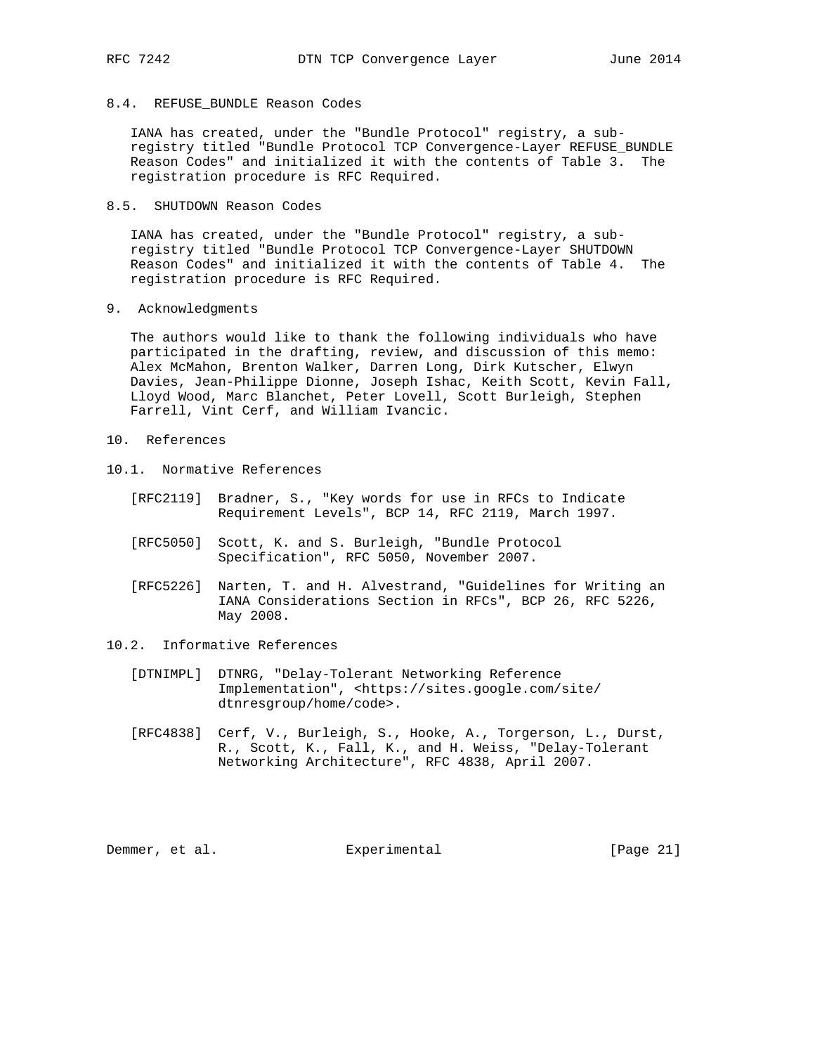### 8.4. REFUSE_BUNDLE Reason Codes

IANA has created, under the "Bundle Protocol" registry, a sub-registry titled "Bundle Protocol TCP Convergence-Layer REFUSE_BUNDLE Reason Codes" and initialized it with the contents of Table 3. The registration procedure is RFC Required.

### 8.5. SHUTDOWN Reason Codes

IANA has created, under the "Bundle Protocol" registry, a sub-registry titled "Bundle Protocol TCP Convergence-Layer SHUTDOWN Reason Codes" and initialized it with the contents of Table 4. The registration procedure is RFC Required.

## 9. Acknowledgments

The authors would like to thank the following individuals who have participated in the drafting, review, and discussion of this memo: Alex McMahon, Brenton Walker, Darren Long, Dirk Kutscher, Elwyn Davies, Jean-Philippe Dionne, Joseph Ishac, Keith Scott, Kevin Fall, Lloyd Wood, Marc Blanchet, Peter Lovell, Scott Burleigh, Stephen Farrell, Vint Cerf, and William Ivancic.

## 10. References

### 10.1. Normative References

[RFC2119] Bradner, S., "Key words for use in RFCs to Indicate Requirement Levels", BCP 14, RFC 2119, March 1997.

[RFC5050] Scott, K. and S. Burleigh, "Bundle Protocol Specification", RFC 5050, November 2007.

[RFC5226] Narten, T. and H. Alvestrand, "Guidelines for Writing an IANA Considerations Section in RFCs", BCP 26, RFC 5226, May 2008.

### 10.2. Informative References

[DTNIMPL] DTNRG, "Delay-Tolerant Networking Reference Implementation", <https://sites.google.com/site/dtnresgroup/home/code>.

[RFC4838] Cerf, V., Burleigh, S., Hooke, A., Torgerson, L., Durst, R., Scott, K., Fall, K., and H. Weiss, "Delay-Tolerant Networking Architecture", RFC 4838, April 2007.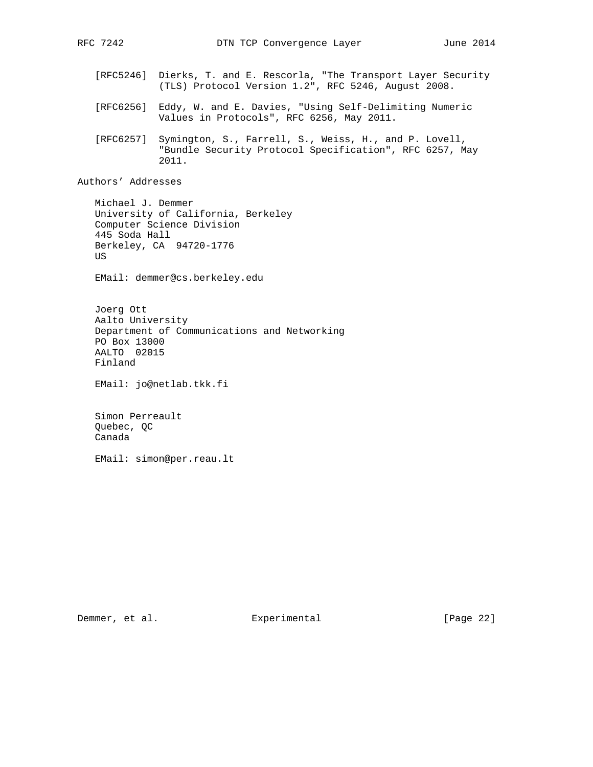[RFC5246] Dierks, T. and E. Rescorla, "The Transport Layer Security (TLS) Protocol Version 1.2", RFC 5246, August 2008.

[RFC6256] Eddy, W. and E. Davies, "Using Self-Delimiting Numeric Values in Protocols", RFC 6256, May 2011.

[RFC6257] Symington, S., Farrell, S., Weiss, H., and P. Lovell, "Bundle Security Protocol Specification", RFC 6257, May 2011.

## Authors' Addresses

Michael J. Demmer
University of California, Berkeley
Computer Science Division
445 Soda Hall
Berkeley, CA 94720-1776
US

EMail: demmer@cs.berkeley.edu

Joerg Ott
Aalto University
Department of Communications and Networking
PO Box 13000
AALTO 02015
Finland

EMail: jo@netlab.tkk.fi

Simon Perreault
Quebec, QC
Canada

EMail: simon@per.reau.lt